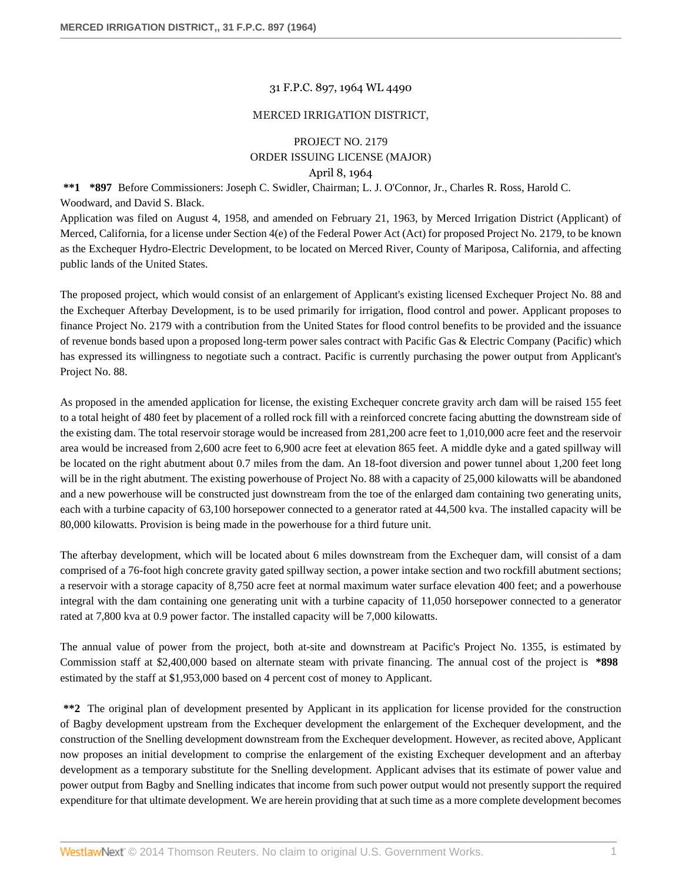31 F.P.C. 897, 1964 WL 4490

MERCED IRRIGATION DISTRICT,

PROJECT NO. 2179
ORDER ISSUING LICENSE (MAJOR)
April 8, 1964

**\*\*1** **\*897** Before Commissioners: Joseph C. Swidler, Chairman; L. J. O'Connor, Jr., Charles R. Ross, Harold C. Woodward, and David S. Black.

Application was filed on August 4, 1958, and amended on February 21, 1963, by Merced Irrigation District (Applicant) of Merced, California, for a license under Section 4(e) of the Federal Power Act (Act) for proposed Project No. 2179, to be known as the Exchequer Hydro-Electric Development, to be located on Merced River, County of Mariposa, California, and affecting public lands of the United States.

The proposed project, which would consist of an enlargement of Applicant's existing licensed Exchequer Project No. 88 and the Exchequer Afterbay Development, is to be used primarily for irrigation, flood control and power. Applicant proposes to finance Project No. 2179 with a contribution from the United States for flood control benefits to be provided and the issuance of revenue bonds based upon a proposed long-term power sales contract with Pacific Gas & Electric Company (Pacific) which has expressed its willingness to negotiate such a contract. Pacific is currently purchasing the power output from Applicant's Project No. 88.

As proposed in the amended application for license, the existing Exchequer concrete gravity arch dam will be raised 155 feet to a total height of 480 feet by placement of a rolled rock fill with a reinforced concrete facing abutting the downstream side of the existing dam. The total reservoir storage would be increased from 281,200 acre feet to 1,010,000 acre feet and the reservoir area would be increased from 2,600 acre feet to 6,900 acre feet at elevation 865 feet. A middle dyke and a gated spillway will be located on the right abutment about 0.7 miles from the dam. An 18-foot diversion and power tunnel about 1,200 feet long will be in the right abutment. The existing powerhouse of Project No. 88 with a capacity of 25,000 kilowatts will be abandoned and a new powerhouse will be constructed just downstream from the toe of the enlarged dam containing two generating units, each with a turbine capacity of 63,100 horsepower connected to a generator rated at 44,500 kva. The installed capacity will be 80,000 kilowatts. Provision is being made in the powerhouse for a third future unit.

The afterbay development, which will be located about 6 miles downstream from the Exchequer dam, will consist of a dam comprised of a 76-foot high concrete gravity gated spillway section, a power intake section and two rockfill abutment sections; a reservoir with a storage capacity of 8,750 acre feet at normal maximum water surface elevation 400 feet; and a powerhouse integral with the dam containing one generating unit with a turbine capacity of 11,050 horsepower connected to a generator rated at 7,800 kva at 0.9 power factor. The installed capacity will be 7,000 kilowatts.

The annual value of power from the project, both at-site and downstream at Pacific's Project No. 1355, is estimated by Commission staff at $2,400,000 based on alternate steam with private financing. The annual cost of the project is **\*898** estimated by the staff at $1,953,000 based on 4 percent cost of money to Applicant.

**\*\*2** The original plan of development presented by Applicant in its application for license provided for the construction of Bagby development upstream from the Exchequer development the enlargement of the Exchequer development, and the construction of the Snelling development downstream from the Exchequer development. However, as recited above, Applicant now proposes an initial development to comprise the enlargement of the existing Exchequer development and an afterbay development as a temporary substitute for the Snelling development. Applicant advises that its estimate of power value and power output from Bagby and Snelling indicates that income from such power output would not presently support the required expenditure for that ultimate development. We are herein providing that at such time as a more complete development becomes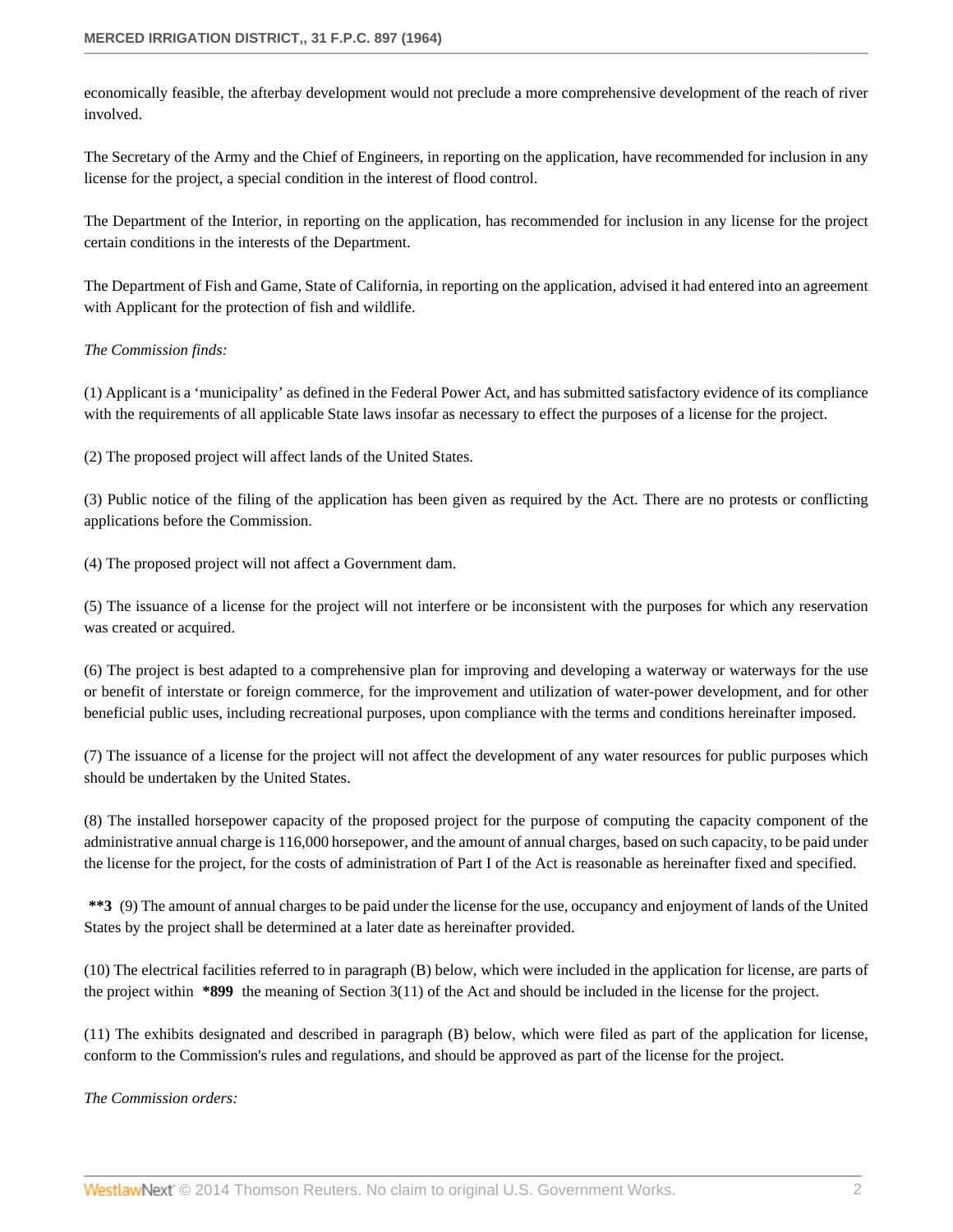economically feasible, the afterbay development would not preclude a more comprehensive development of the reach of river involved.

The Secretary of the Army and the Chief of Engineers, in reporting on the application, have recommended for inclusion in any license for the project, a special condition in the interest of flood control.

The Department of the Interior, in reporting on the application, has recommended for inclusion in any license for the project certain conditions in the interests of the Department.

The Department of Fish and Game, State of California, in reporting on the application, advised it had entered into an agreement with Applicant for the protection of fish and wildlife.

*The Commission finds:*

(1) Applicant is a 'municipality' as defined in the Federal Power Act, and has submitted satisfactory evidence of its compliance with the requirements of all applicable State laws insofar as necessary to effect the purposes of a license for the project.

(2) The proposed project will affect lands of the United States.

(3) Public notice of the filing of the application has been given as required by the Act. There are no protests or conflicting applications before the Commission.

(4) The proposed project will not affect a Government dam.

(5) The issuance of a license for the project will not interfere or be inconsistent with the purposes for which any reservation was created or acquired.

(6) The project is best adapted to a comprehensive plan for improving and developing a waterway or waterways for the use or benefit of interstate or foreign commerce, for the improvement and utilization of water-power development, and for other beneficial public uses, including recreational purposes, upon compliance with the terms and conditions hereinafter imposed.

(7) The issuance of a license for the project will not affect the development of any water resources for public purposes which should be undertaken by the United States.

(8) The installed horsepower capacity of the proposed project for the purpose of computing the capacity component of the administrative annual charge is 116,000 horsepower, and the amount of annual charges, based on such capacity, to be paid under the license for the project, for the costs of administration of Part I of the Act is reasonable as hereinafter fixed and specified.

**\*\*3** (9) The amount of annual charges to be paid under the license for the use, occupancy and enjoyment of lands of the United States by the project shall be determined at a later date as hereinafter provided.

(10) The electrical facilities referred to in paragraph (B) below, which were included in the application for license, are parts of the project within **\*899** the meaning of Section 3(11) of the Act and should be included in the license for the project.

(11) The exhibits designated and described in paragraph (B) below, which were filed as part of the application for license, conform to the Commission's rules and regulations, and should be approved as part of the license for the project.

*The Commission orders:*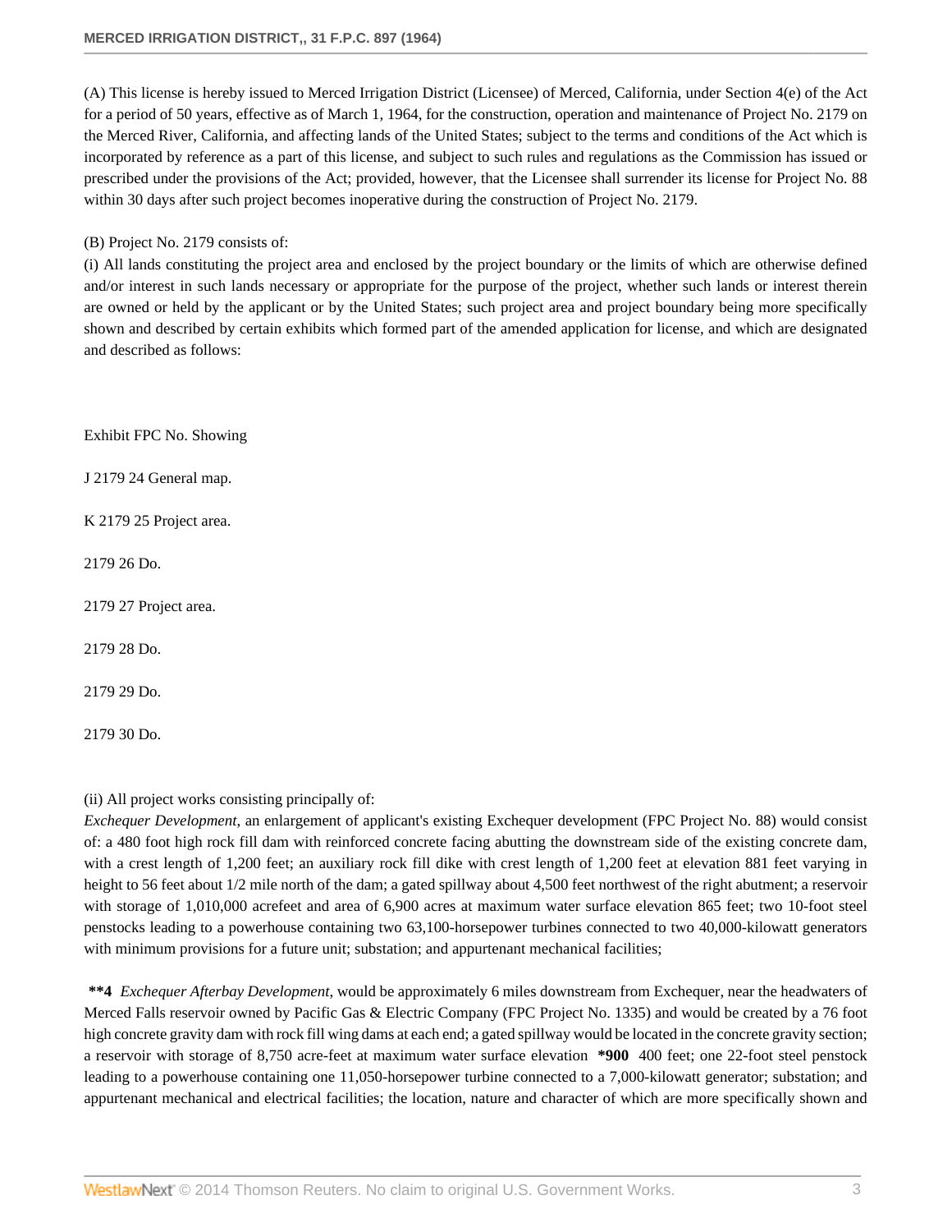(A) This license is hereby issued to Merced Irrigation District (Licensee) of Merced, California, under Section 4(e) of the Act for a period of 50 years, effective as of March 1, 1964, for the construction, operation and maintenance of Project No. 2179 on the Merced River, California, and affecting lands of the United States; subject to the terms and conditions of the Act which is incorporated by reference as a part of this license, and subject to such rules and regulations as the Commission has issued or prescribed under the provisions of the Act; provided, however, that the Licensee shall surrender its license for Project No. 88 within 30 days after such project becomes inoperative during the construction of Project No. 2179.

(B) Project No. 2179 consists of:

(i) All lands constituting the project area and enclosed by the project boundary or the limits of which are otherwise defined and/or interest in such lands necessary or appropriate for the purpose of the project, whether such lands or interest therein are owned or held by the applicant or by the United States; such project area and project boundary being more specifically shown and described by certain exhibits which formed part of the amended application for license, and which are designated and described as follows:

Exhibit FPC No. Showing

J 2179 24 General map.

K 2179 25 Project area.

2179 26 Do.

2179 27 Project area.

2179 28 Do.

2179 29 Do.

2179 30 Do.

(ii) All project works consisting principally of:

*Exchequer Development*, an enlargement of applicant's existing Exchequer development (FPC Project No. 88) would consist of: a 480 foot high rock fill dam with reinforced concrete facing abutting the downstream side of the existing concrete dam, with a crest length of 1,200 feet; an auxiliary rock fill dike with crest length of 1,200 feet at elevation 881 feet varying in height to 56 feet about 1/2 mile north of the dam; a gated spillway about 4,500 feet northwest of the right abutment; a reservoir with storage of 1,010,000 acrefeet and area of 6,900 acres at maximum water surface elevation 865 feet; two 10-foot steel penstocks leading to a powerhouse containing two 63,100-horsepower turbines connected to two 40,000-kilowatt generators with minimum provisions for a future unit; substation; and appurtenant mechanical facilities;

**\*\*4** *Exchequer Afterbay Development*, would be approximately 6 miles downstream from Exchequer, near the headwaters of Merced Falls reservoir owned by Pacific Gas & Electric Company (FPC Project No. 1335) and would be created by a 76 foot high concrete gravity dam with rock fill wing dams at each end; a gated spillway would be located in the concrete gravity section; a reservoir with storage of 8,750 acre-feet at maximum water surface elevation **\*900** 400 feet; one 22-foot steel penstock leading to a powerhouse containing one 11,050-horsepower turbine connected to a 7,000-kilowatt generator; substation; and appurtenant mechanical and electrical facilities; the location, nature and character of which are more specifically shown and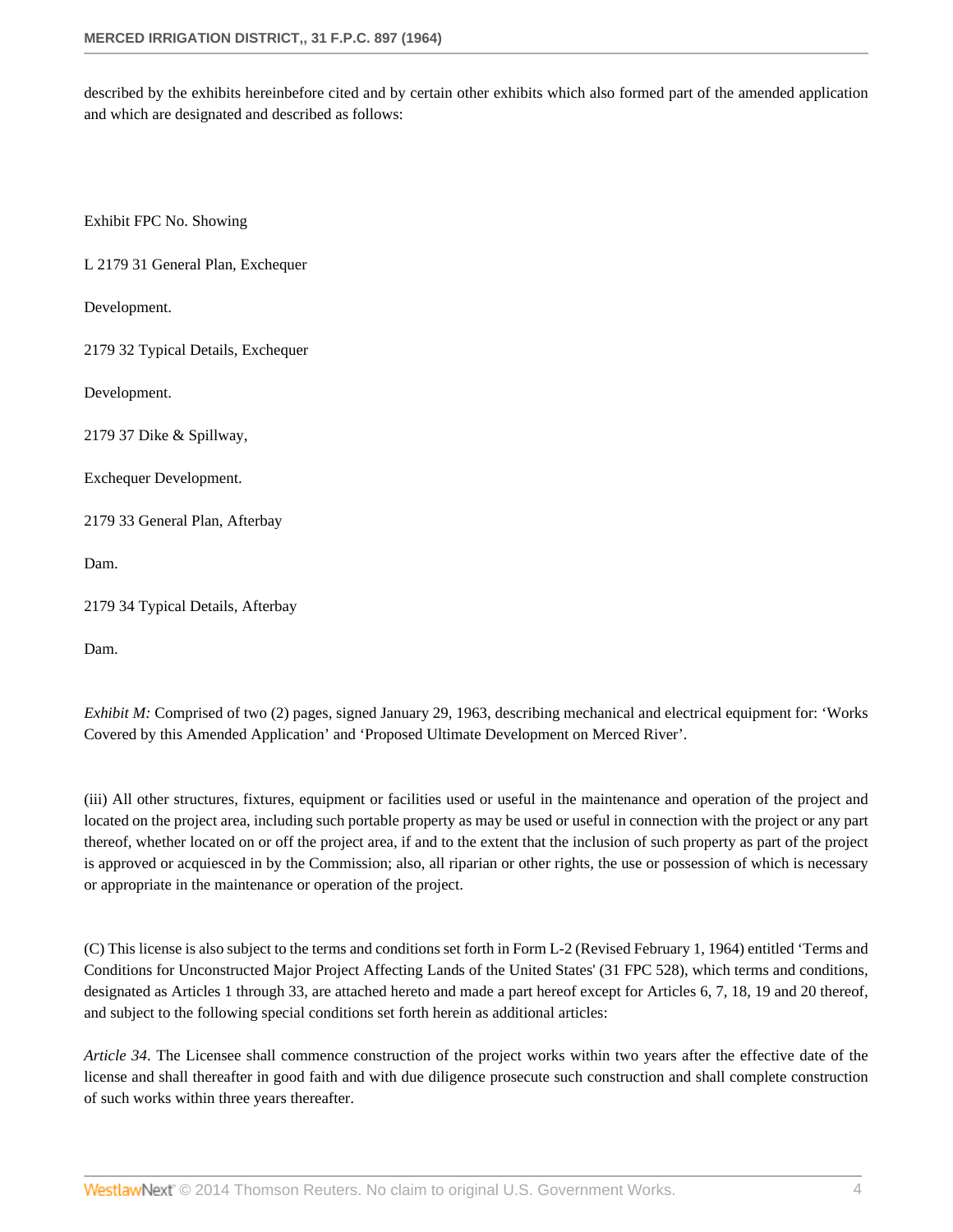described by the exhibits hereinbefore cited and by certain other exhibits which also formed part of the amended application and which are designated and described as follows:

Exhibit FPC No. Showing

L 2179 31 General Plan, Exchequer

Development.

2179 32 Typical Details, Exchequer

Development.

2179 37 Dike & Spillway,

Exchequer Development.

2179 33 General Plan, Afterbay

Dam.

2179 34 Typical Details, Afterbay

Dam.

*Exhibit M:* Comprised of two (2) pages, signed January 29, 1963, describing mechanical and electrical equipment for: 'Works Covered by this Amended Application' and 'Proposed Ultimate Development on Merced River'.

(iii) All other structures, fixtures, equipment or facilities used or useful in the maintenance and operation of the project and located on the project area, including such portable property as may be used or useful in connection with the project or any part thereof, whether located on or off the project area, if and to the extent that the inclusion of such property as part of the project is approved or acquiesced in by the Commission; also, all riparian or other rights, the use or possession of which is necessary or appropriate in the maintenance or operation of the project.

(C) This license is also subject to the terms and conditions set forth in Form L-2 (Revised February 1, 1964) entitled 'Terms and Conditions for Unconstructed Major Project Affecting Lands of the United States' (31 FPC 528), which terms and conditions, designated as Articles 1 through 33, are attached hereto and made a part hereof except for Articles 6, 7, 18, 19 and 20 thereof, and subject to the following special conditions set forth herein as additional articles:

*Article 34*. The Licensee shall commence construction of the project works within two years after the effective date of the license and shall thereafter in good faith and with due diligence prosecute such construction and shall complete construction of such works within three years thereafter.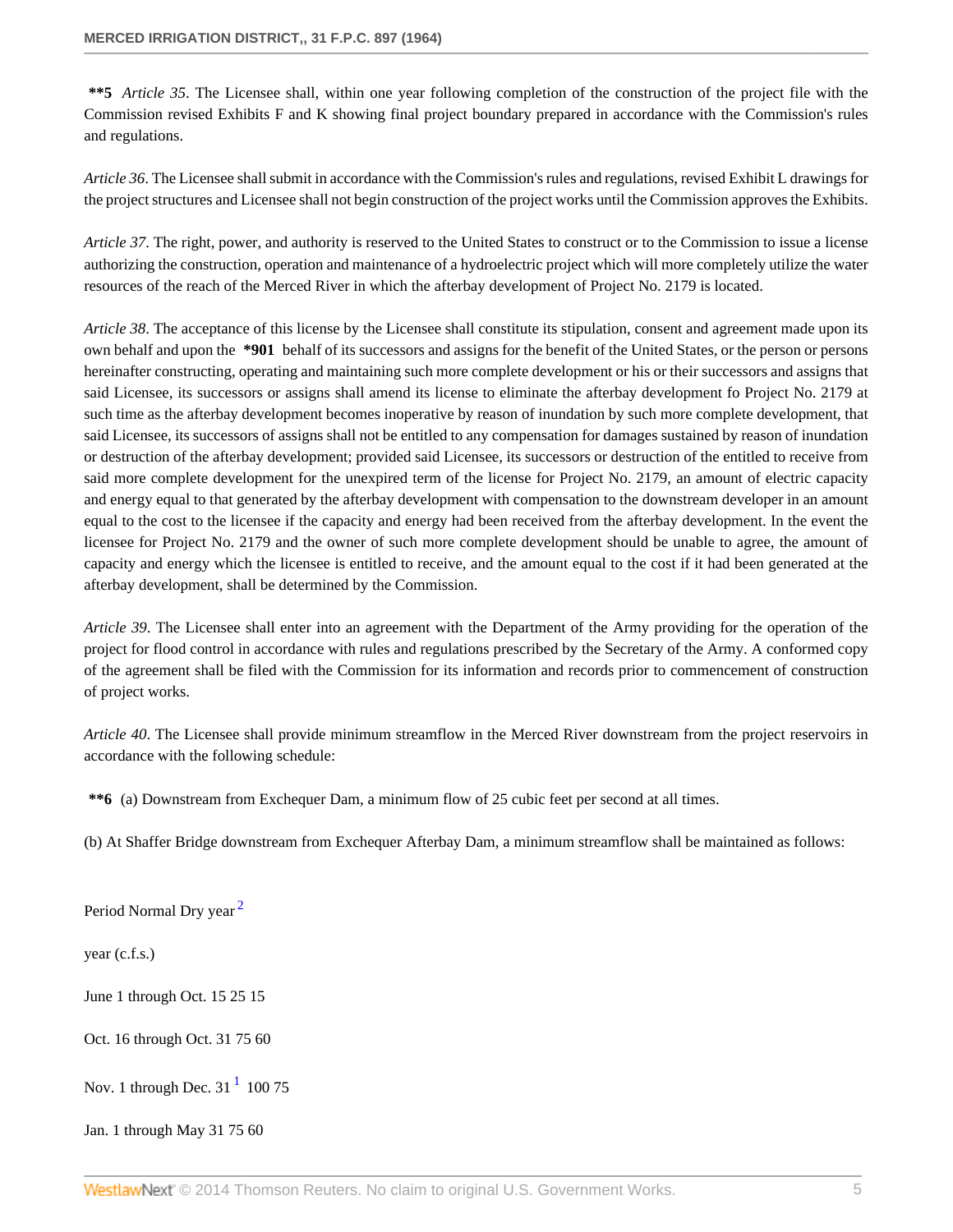**\*\*5** *Article 35*. The Licensee shall, within one year following completion of the construction of the project file with the Commission revised Exhibits F and K showing final project boundary prepared in accordance with the Commission's rules and regulations.

*Article 36*. The Licensee shall submit in accordance with the Commission's rules and regulations, revised Exhibit L drawings for the project structures and Licensee shall not begin construction of the project works until the Commission approves the Exhibits.

*Article 37*. The right, power, and authority is reserved to the United States to construct or to the Commission to issue a license authorizing the construction, operation and maintenance of a hydroelectric project which will more completely utilize the water resources of the reach of the Merced River in which the afterbay development of Project No. 2179 is located.

*Article 38*. The acceptance of this license by the Licensee shall constitute its stipulation, consent and agreement made upon its own behalf and upon the **\*901** behalf of its successors and assigns for the benefit of the United States, or the person or persons hereinafter constructing, operating and maintaining such more complete development or his or their successors and assigns that said Licensee, its successors or assigns shall amend its license to eliminate the afterbay development fo Project No. 2179 at such time as the afterbay development becomes inoperative by reason of inundation by such more complete development, that said Licensee, its successors of assigns shall not be entitled to any compensation for damages sustained by reason of inundation or destruction of the afterbay development; provided said Licensee, its successors or destruction of the entitled to receive from said more complete development for the unexpired term of the license for Project No. 2179, an amount of electric capacity and energy equal to that generated by the afterbay development with compensation to the downstream developer in an amount equal to the cost to the licensee if the capacity and energy had been received from the afterbay development. In the event the licensee for Project No. 2179 and the owner of such more complete development should be unable to agree, the amount of capacity and energy which the licensee is entitled to receive, and the amount equal to the cost if it had been generated at the afterbay development, shall be determined by the Commission.

*Article 39*. The Licensee shall enter into an agreement with the Department of the Army providing for the operation of the project for flood control in accordance with rules and regulations prescribed by the Secretary of the Army. A conformed copy of the agreement shall be filed with the Commission for its information and records prior to commencement of construction of project works.

*Article 40*. The Licensee shall provide minimum streamflow in the Merced River downstream from the project reservoirs in accordance with the following schedule:

**\*\*6** (a) Downstream from Exchequer Dam, a minimum flow of 25 cubic feet per second at all times.

(b) At Shaffer Bridge downstream from Exchequer Afterbay Dam, a minimum streamflow shall be maintained as follows:

| Period | Normal year (c.f.s.) | Dry year[2] |
|---|---|---|
| June 1 through Oct. 15 | 25 | 15 |
| Oct. 16 through Oct. 31 | 75 | 60 |
| Nov. 1 through Dec. 31[1] | 100 | 75 |
| Jan. 1 through May 31 | 75 | 60 |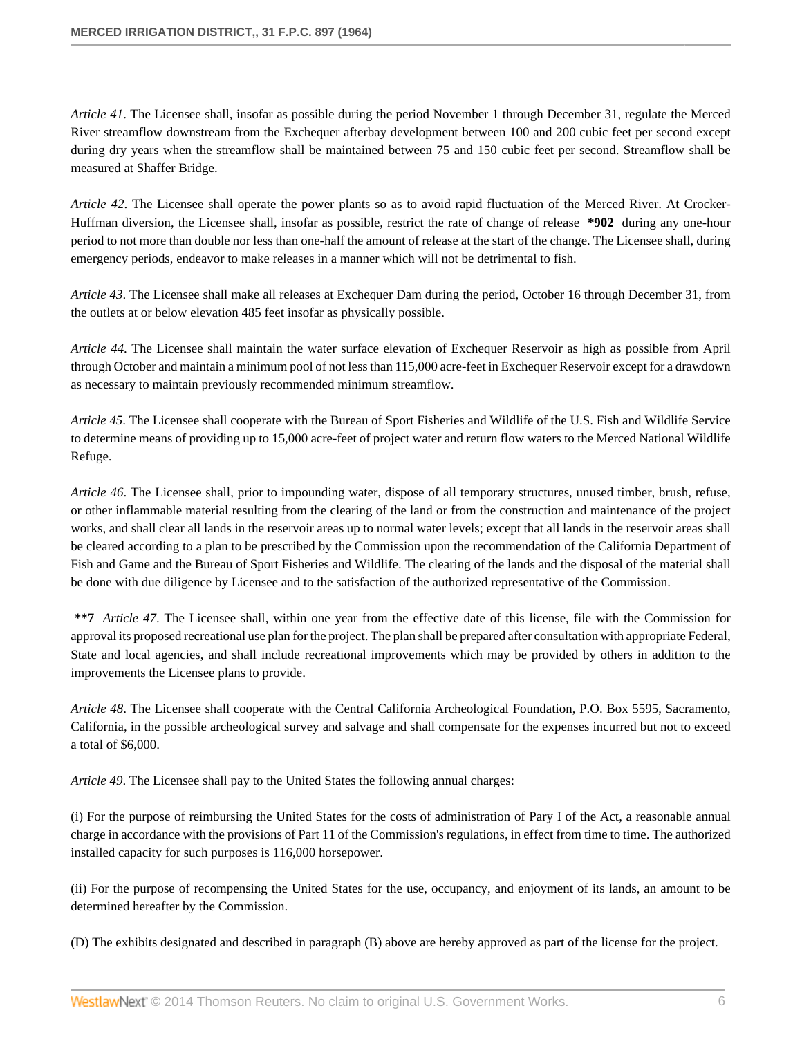*Article 41*. The Licensee shall, insofar as possible during the period November 1 through December 31, regulate the Merced River streamflow downstream from the Exchequer afterbay development between 100 and 200 cubic feet per second except during dry years when the streamflow shall be maintained between 75 and 150 cubic feet per second. Streamflow shall be measured at Shaffer Bridge.

*Article 42*. The Licensee shall operate the power plants so as to avoid rapid fluctuation of the Merced River. At Crocker-Huffman diversion, the Licensee shall, insofar as possible, restrict the rate of change of release **\*902** during any one-hour period to not more than double nor less than one-half the amount of release at the start of the change. The Licensee shall, during emergency periods, endeavor to make releases in a manner which will not be detrimental to fish.

*Article 43*. The Licensee shall make all releases at Exchequer Dam during the period, October 16 through December 31, from the outlets at or below elevation 485 feet insofar as physically possible.

*Article 44*. The Licensee shall maintain the water surface elevation of Exchequer Reservoir as high as possible from April through October and maintain a minimum pool of not less than 115,000 acre-feet in Exchequer Reservoir except for a drawdown as necessary to maintain previously recommended minimum streamflow.

*Article 45*. The Licensee shall cooperate with the Bureau of Sport Fisheries and Wildlife of the U.S. Fish and Wildlife Service to determine means of providing up to 15,000 acre-feet of project water and return flow waters to the Merced National Wildlife Refuge.

*Article 46*. The Licensee shall, prior to impounding water, dispose of all temporary structures, unused timber, brush, refuse, or other inflammable material resulting from the clearing of the land or from the construction and maintenance of the project works, and shall clear all lands in the reservoir areas up to normal water levels; except that all lands in the reservoir areas shall be cleared according to a plan to be prescribed by the Commission upon the recommendation of the California Department of Fish and Game and the Bureau of Sport Fisheries and Wildlife. The clearing of the lands and the disposal of the material shall be done with due diligence by Licensee and to the satisfaction of the authorized representative of the Commission.

**\*\*7** *Article 47*. The Licensee shall, within one year from the effective date of this license, file with the Commission for approval its proposed recreational use plan for the project. The plan shall be prepared after consultation with appropriate Federal, State and local agencies, and shall include recreational improvements which may be provided by others in addition to the improvements the Licensee plans to provide.

*Article 48*. The Licensee shall cooperate with the Central California Archeological Foundation, P.O. Box 5595, Sacramento, California, in the possible archeological survey and salvage and shall compensate for the expenses incurred but not to exceed a total of $6,000.

*Article 49*. The Licensee shall pay to the United States the following annual charges:

(i) For the purpose of reimbursing the United States for the costs of administration of Pary I of the Act, a reasonable annual charge in accordance with the provisions of Part 11 of the Commission's regulations, in effect from time to time. The authorized installed capacity for such purposes is 116,000 horsepower.

(ii) For the purpose of recompensing the United States for the use, occupancy, and enjoyment of its lands, an amount to be determined hereafter by the Commission.

(D) The exhibits designated and described in paragraph (B) above are hereby approved as part of the license for the project.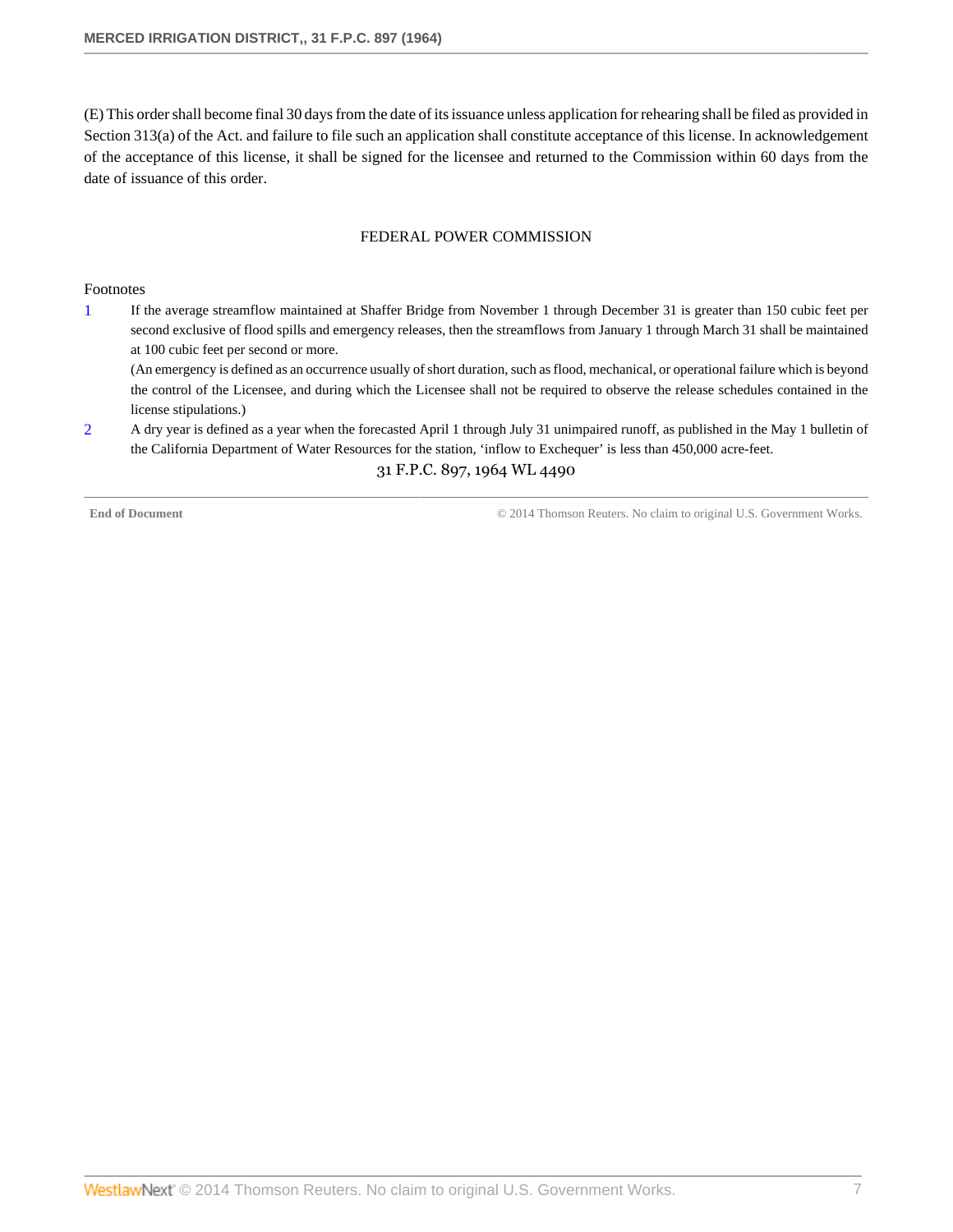(E) This order shall become final 30 days from the date of its issuance unless application for rehearing shall be filed as provided in Section 313(a) of the Act. and failure to file such an application shall constitute acceptance of this license. In acknowledgement of the acceptance of this license, it shall be signed for the licensee and returned to the Commission within 60 days from the date of issuance of this order.

FEDERAL POWER COMMISSION

Footnotes

1 If the average streamflow maintained at Shaffer Bridge from November 1 through December 31 is greater than 150 cubic feet per second exclusive of flood spills and emergency releases, then the streamflows from January 1 through March 31 shall be maintained at 100 cubic feet per second or more.

(An emergency is defined as an occurrence usually of short duration, such as flood, mechanical, or operational failure which is beyond the control of the Licensee, and during which the Licensee shall not be required to observe the release schedules contained in the license stipulations.)

2 A dry year is defined as a year when the forecasted April 1 through July 31 unimpaired runoff, as published in the May 1 bulletin of the California Department of Water Resources for the station, 'inflow to Exchequer' is less than 450,000 acre-feet.

31 F.P.C. 897, 1964 WL 4490

End of Document © 2014 Thomson Reuters. No claim to original U.S. Government Works.